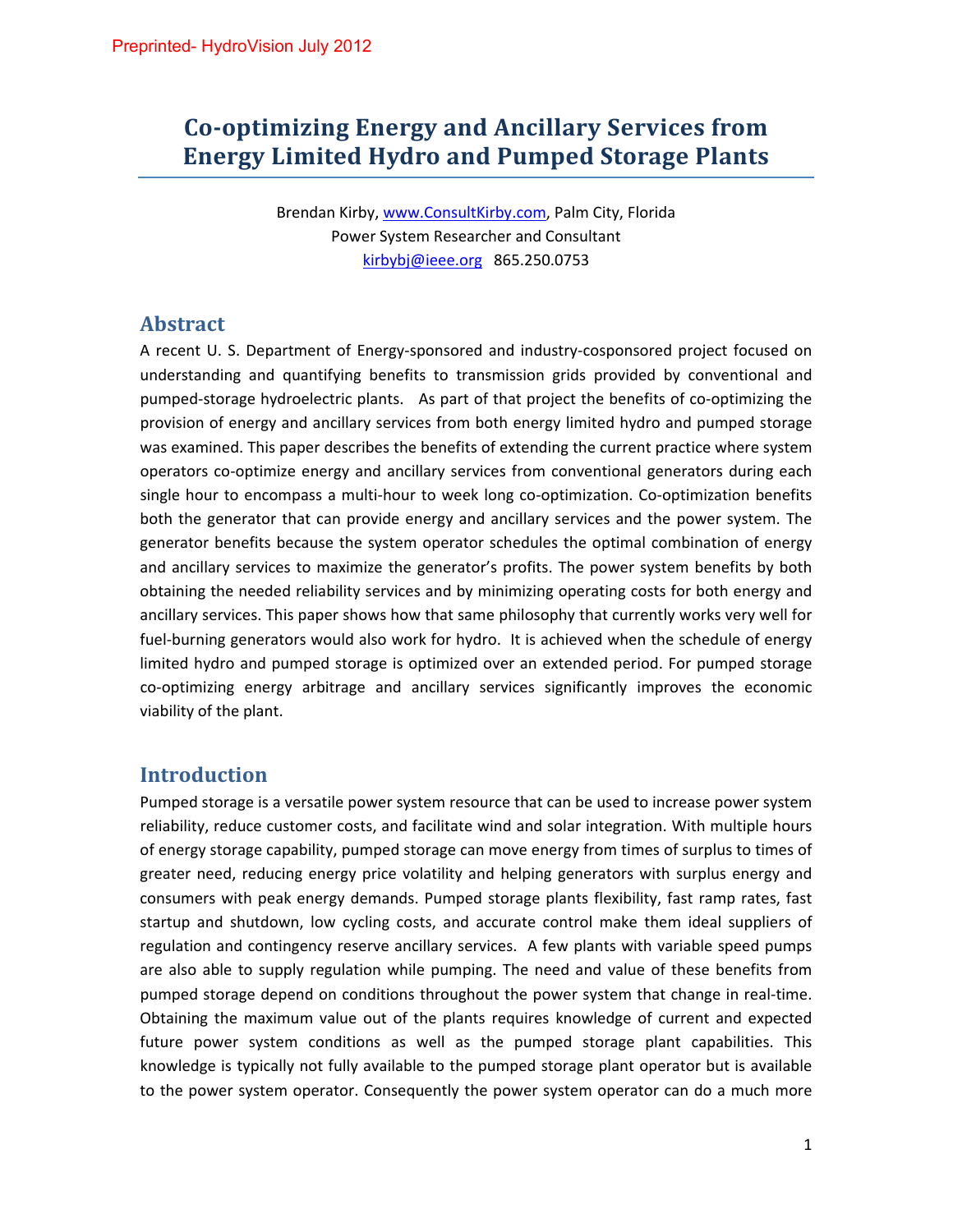Preprinted- HydroVision July 2012

# Co-optimizing Energy and Ancillary Services from Energy Limited Hydro and Pumped Storage Plants

Brendan Kirby, www.ConsultKirby.com, Palm City, Florida
Power System Researcher and Consultant
kirbybj@ieee.org 865.250.0753

## Abstract

A recent U. S. Department of Energy-sponsored and industry-cosponsored project focused on understanding and quantifying benefits to transmission grids provided by conventional and pumped-storage hydroelectric plants. As part of that project the benefits of co-optimizing the provision of energy and ancillary services from both energy limited hydro and pumped storage was examined. This paper describes the benefits of extending the current practice where system operators co-optimize energy and ancillary services from conventional generators during each single hour to encompass a multi-hour to week long co-optimization. Co-optimization benefits both the generator that can provide energy and ancillary services and the power system. The generator benefits because the system operator schedules the optimal combination of energy and ancillary services to maximize the generator's profits. The power system benefits by both obtaining the needed reliability services and by minimizing operating costs for both energy and ancillary services. This paper shows how that same philosophy that currently works very well for fuel-burning generators would also work for hydro. It is achieved when the schedule of energy limited hydro and pumped storage is optimized over an extended period. For pumped storage co-optimizing energy arbitrage and ancillary services significantly improves the economic viability of the plant.

## Introduction

Pumped storage is a versatile power system resource that can be used to increase power system reliability, reduce customer costs, and facilitate wind and solar integration. With multiple hours of energy storage capability, pumped storage can move energy from times of surplus to times of greater need, reducing energy price volatility and helping generators with surplus energy and consumers with peak energy demands. Pumped storage plants flexibility, fast ramp rates, fast startup and shutdown, low cycling costs, and accurate control make them ideal suppliers of regulation and contingency reserve ancillary services. A few plants with variable speed pumps are also able to supply regulation while pumping. The need and value of these benefits from pumped storage depend on conditions throughout the power system that change in real-time. Obtaining the maximum value out of the plants requires knowledge of current and expected future power system conditions as well as the pumped storage plant capabilities. This knowledge is typically not fully available to the pumped storage plant operator but is available to the power system operator. Consequently the power system operator can do a much more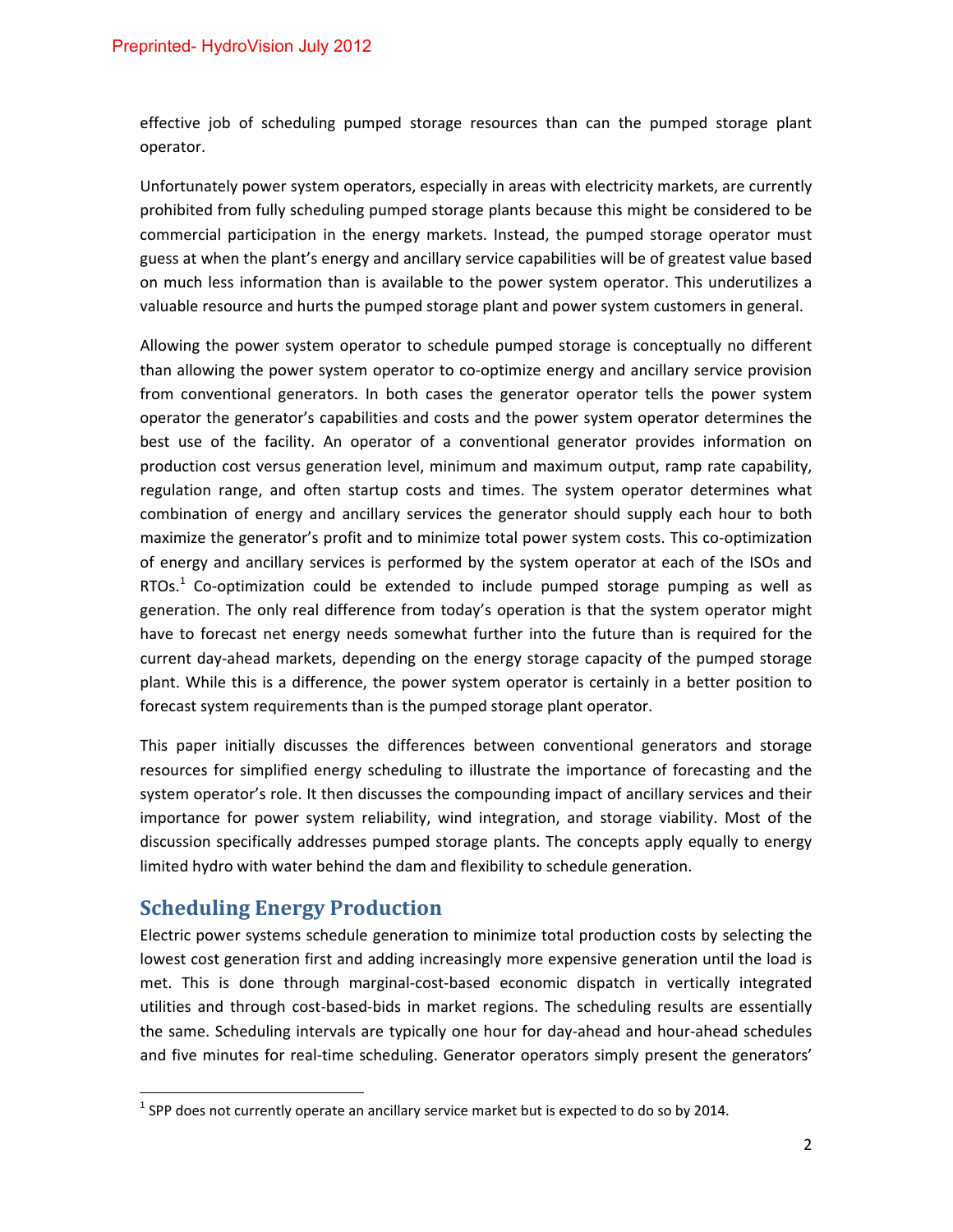effective job of scheduling pumped storage resources than can the pumped storage plant operator.

Unfortunately power system operators, especially in areas with electricity markets, are currently prohibited from fully scheduling pumped storage plants because this might be considered to be commercial participation in the energy markets. Instead, the pumped storage operator must guess at when the plant's energy and ancillary service capabilities will be of greatest value based on much less information than is available to the power system operator. This underutilizes a valuable resource and hurts the pumped storage plant and power system customers in general.

Allowing the power system operator to schedule pumped storage is conceptually no different than allowing the power system operator to co-optimize energy and ancillary service provision from conventional generators. In both cases the generator operator tells the power system operator the generator's capabilities and costs and the power system operator determines the best use of the facility. An operator of a conventional generator provides information on production cost versus generation level, minimum and maximum output, ramp rate capability, regulation range, and often startup costs and times. The system operator determines what combination of energy and ancillary services the generator should supply each hour to both maximize the generator's profit and to minimize total power system costs. This co-optimization of energy and ancillary services is performed by the system operator at each of the ISOs and RTOs.[1] Co-optimization could be extended to include pumped storage pumping as well as generation. The only real difference from today's operation is that the system operator might have to forecast net energy needs somewhat further into the future than is required for the current day-ahead markets, depending on the energy storage capacity of the pumped storage plant. While this is a difference, the power system operator is certainly in a better position to forecast system requirements than is the pumped storage plant operator.

This paper initially discusses the differences between conventional generators and storage resources for simplified energy scheduling to illustrate the importance of forecasting and the system operator's role. It then discusses the compounding impact of ancillary services and their importance for power system reliability, wind integration, and storage viability. Most of the discussion specifically addresses pumped storage plants. The concepts apply equally to energy limited hydro with water behind the dam and flexibility to schedule generation.

## Scheduling Energy Production

Electric power systems schedule generation to minimize total production costs by selecting the lowest cost generation first and adding increasingly more expensive generation until the load is met. This is done through marginal-cost-based economic dispatch in vertically integrated utilities and through cost-based-bids in market regions. The scheduling results are essentially the same. Scheduling intervals are typically one hour for day-ahead and hour-ahead schedules and five minutes for real-time scheduling. Generator operators simply present the generators'

[1] SPP does not currently operate an ancillary service market but is expected to do so by 2014.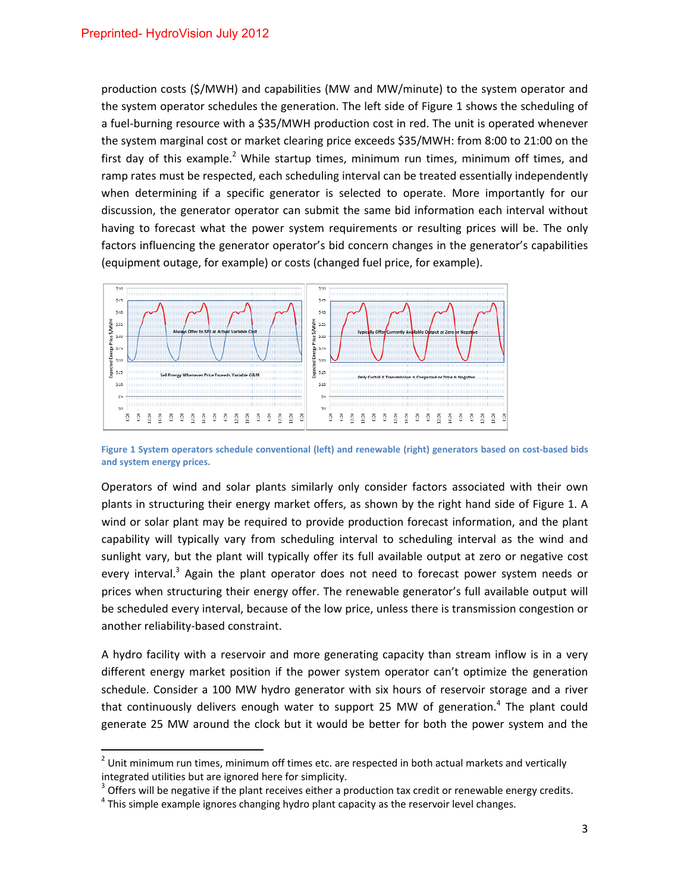production costs ($/MWH) and capabilities (MW and MW/minute) to the system operator and the system operator schedules the generation. The left side of Figure 1 shows the scheduling of a fuel-burning resource with a $35/MWH production cost in red. The unit is operated whenever the system marginal cost or market clearing price exceeds $35/MWH: from 8:00 to 21:00 on the first day of this example.[2] While startup times, minimum run times, minimum off times, and ramp rates must be respected, each scheduling interval can be treated essentially independently when determining if a specific generator is selected to operate. More importantly for our discussion, the generator operator can submit the same bid information each interval without having to forecast what the power system requirements or resulting prices will be. The only factors influencing the generator operator's bid concern changes in the generator's capabilities (equipment outage, for example) or costs (changed fuel price, for example).

**Figure 1 System operators schedule conventional (left) and renewable (right) generators based on cost-based bids and system energy prices.**

Operators of wind and solar plants similarly only consider factors associated with their own plants in structuring their energy market offers, as shown by the right hand side of Figure 1. A wind or solar plant may be required to provide production forecast information, and the plant capability will typically vary from scheduling interval to scheduling interval as the wind and sunlight vary, but the plant will typically offer its full available output at zero or negative cost every interval.[3] Again the plant operator does not need to forecast power system needs or prices when structuring their energy offer. The renewable generator's full available output will be scheduled every interval, because of the low price, unless there is transmission congestion or another reliability-based constraint.

A hydro facility with a reservoir and more generating capacity than stream inflow is in a very different energy market position if the power system operator can't optimize the generation schedule. Consider a 100 MW hydro generator with six hours of reservoir storage and a river that continuously delivers enough water to support 25 MW of generation.[4] The plant could generate 25 MW around the clock but it would be better for both the power system and the

---

[2] Unit minimum run times, minimum off times etc. are respected in both actual markets and vertically integrated utilities but are ignored here for simplicity.

[3] Offers will be negative if the plant receives either a production tax credit or renewable energy credits.

[4] This simple example ignores changing hydro plant capacity as the reservoir level changes.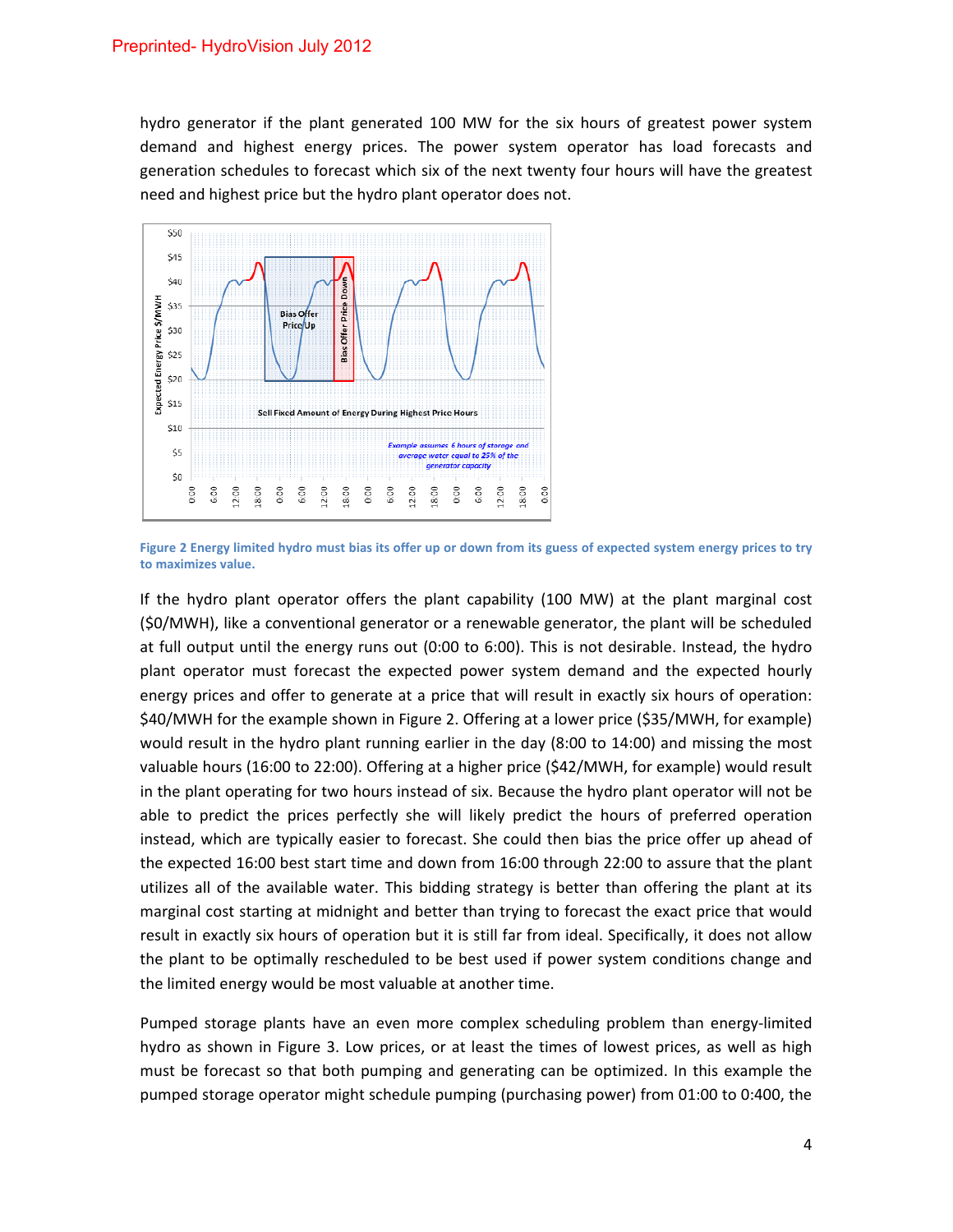hydro generator if the plant generated 100 MW for the six hours of greatest power system demand and highest energy prices. The power system operator has load forecasts and generation schedules to forecast which six of the next twenty four hours will have the greatest need and highest price but the hydro plant operator does not.

Figure 2 Energy limited hydro must bias its offer up or down from its guess of expected system energy prices to try to maximizes value.

If the hydro plant operator offers the plant capability (100 MW) at the plant marginal cost ($0/MWH), like a conventional generator or a renewable generator, the plant will be scheduled at full output until the energy runs out (0:00 to 6:00). This is not desirable. Instead, the hydro plant operator must forecast the expected power system demand and the expected hourly energy prices and offer to generate at a price that will result in exactly six hours of operation: $40/MWH for the example shown in Figure 2. Offering at a lower price ($35/MWH, for example) would result in the hydro plant running earlier in the day (8:00 to 14:00) and missing the most valuable hours (16:00 to 22:00). Offering at a higher price ($42/MWH, for example) would result in the plant operating for two hours instead of six. Because the hydro plant operator will not be able to predict the prices perfectly she will likely predict the hours of preferred operation instead, which are typically easier to forecast. She could then bias the price offer up ahead of the expected 16:00 best start time and down from 16:00 through 22:00 to assure that the plant utilizes all of the available water. This bidding strategy is better than offering the plant at its marginal cost starting at midnight and better than trying to forecast the exact price that would result in exactly six hours of operation but it is still far from ideal. Specifically, it does not allow the plant to be optimally rescheduled to be best used if power system conditions change and the limited energy would be most valuable at another time.

Pumped storage plants have an even more complex scheduling problem than energy-limited hydro as shown in Figure 3. Low prices, or at least the times of lowest prices, as well as high must be forecast so that both pumping and generating can be optimized. In this example the pumped storage operator might schedule pumping (purchasing power) from 01:00 to 0:400, the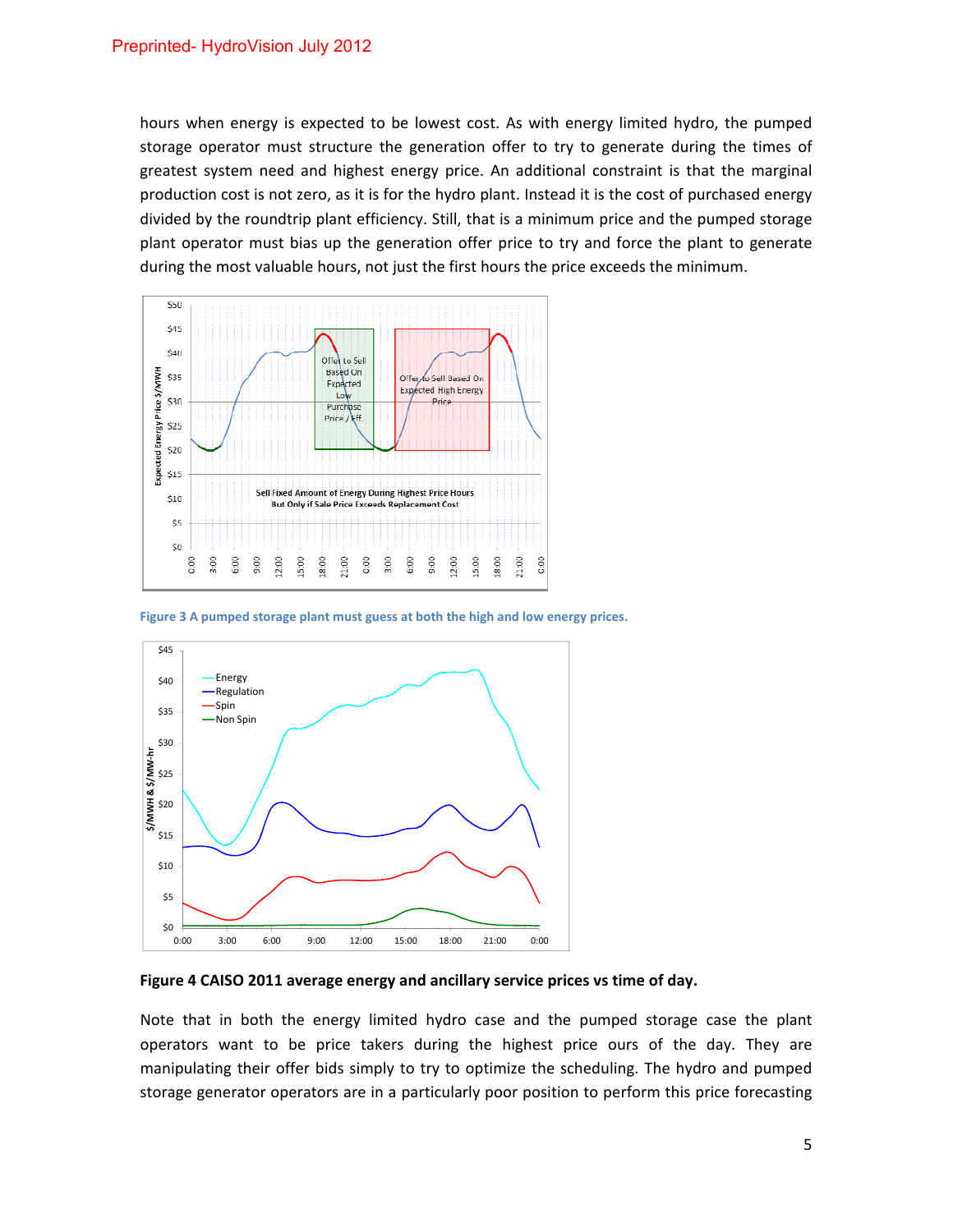hours when energy is expected to be lowest cost. As with energy limited hydro, the pumped storage operator must structure the generation offer to try to generate during the times of greatest system need and highest energy price. An additional constraint is that the marginal production cost is not zero, as it is for the hydro plant. Instead it is the cost of purchased energy divided by the roundtrip plant efficiency. Still, that is a minimum price and the pumped storage plant operator must bias up the generation offer price to try and force the plant to generate during the most valuable hours, not just the first hours the price exceeds the minimum.

Figure 3 A pumped storage plant must guess at both the high and low energy prices.

**Figure 4 CAISO 2011 average energy and ancillary service prices vs time of day.**

Note that in both the energy limited hydro case and the pumped storage case the plant operators want to be price takers during the highest price ours of the day. They are manipulating their offer bids simply to try to optimize the scheduling. The hydro and pumped storage generator operators are in a particularly poor position to perform this price forecasting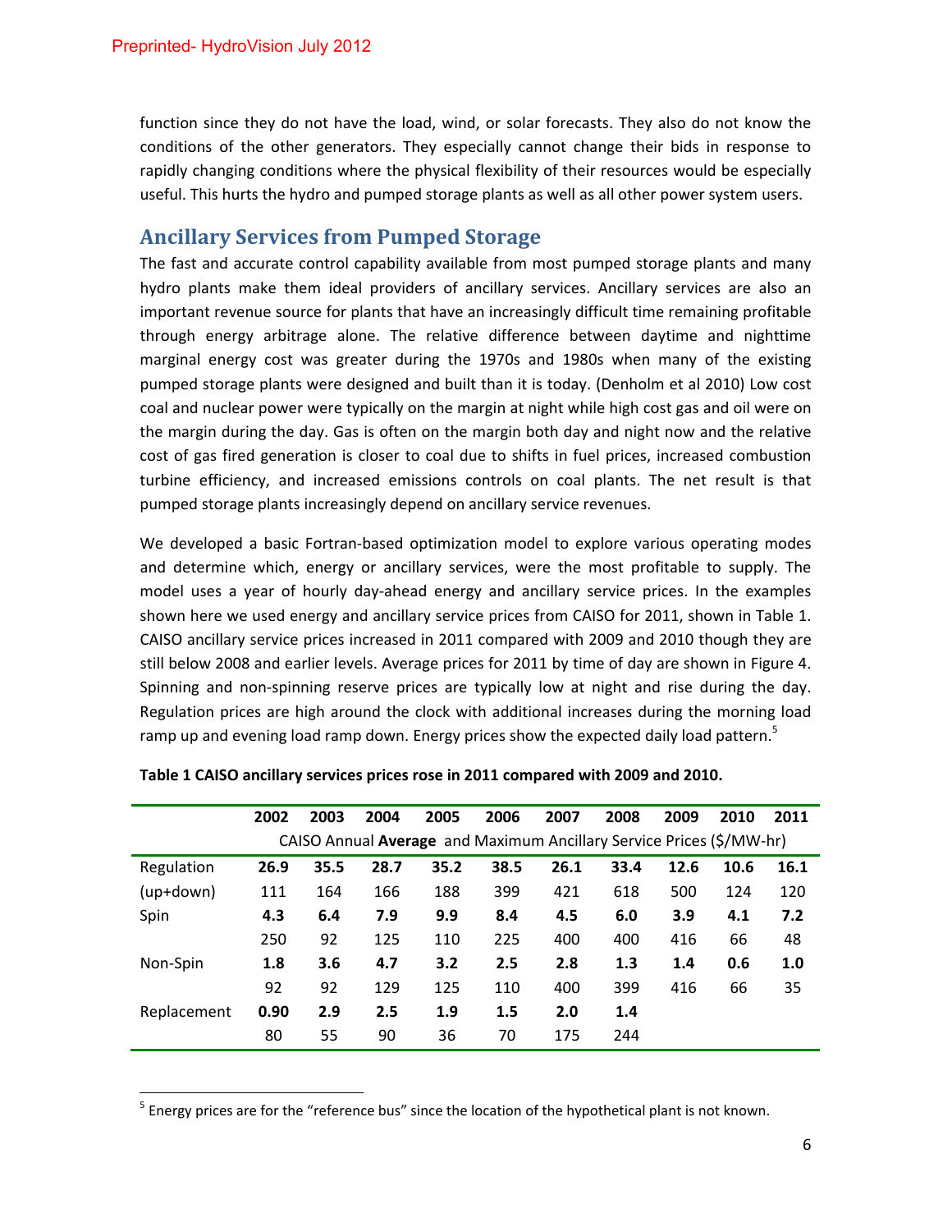function since they do not have the load, wind, or solar forecasts. They also do not know the conditions of the other generators. They especially cannot change their bids in response to rapidly changing conditions where the physical flexibility of their resources would be especially useful. This hurts the hydro and pumped storage plants as well as all other power system users.

## Ancillary Services from Pumped Storage

The fast and accurate control capability available from most pumped storage plants and many hydro plants make them ideal providers of ancillary services. Ancillary services are also an important revenue source for plants that have an increasingly difficult time remaining profitable through energy arbitrage alone. The relative difference between daytime and nighttime marginal energy cost was greater during the 1970s and 1980s when many of the existing pumped storage plants were designed and built than it is today. (Denholm et al 2010) Low cost coal and nuclear power were typically on the margin at night while high cost gas and oil were on the margin during the day. Gas is often on the margin both day and night now and the relative cost of gas fired generation is closer to coal due to shifts in fuel prices, increased combustion turbine efficiency, and increased emissions controls on coal plants. The net result is that pumped storage plants increasingly depend on ancillary service revenues.

We developed a basic Fortran-based optimization model to explore various operating modes and determine which, energy or ancillary services, were the most profitable to supply. The model uses a year of hourly day-ahead energy and ancillary service prices. In the examples shown here we used energy and ancillary service prices from CAISO for 2011, shown in Table 1. CAISO ancillary service prices increased in 2011 compared with 2009 and 2010 though they are still below 2008 and earlier levels. Average prices for 2011 by time of day are shown in Figure 4. Spinning and non-spinning reserve prices are typically low at night and rise during the day. Regulation prices are high around the clock with additional increases during the morning load ramp up and evening load ramp down. Energy prices show the expected daily load pattern.[5]

**Table 1 CAISO ancillary services prices rose in 2011 compared with 2009 and 2010.**

| | 2002 | 2003 | 2004 | 2005 | 2006 | 2007 | 2008 | 2009 | 2010 | 2011 |
|---|---|---|---|---|---|---|---|---|---|---|
| | CAISO Annual **Average** and Maximum Ancillary Service Prices ($/MW-hr) | | | | | | | | | |
| Regulation | **26.9** | **35.5** | **28.7** | **35.2** | **38.5** | **26.1** | **33.4** | **12.6** | **10.6** | **16.1** |
| (up+down) | 111 | 164 | 166 | 188 | 399 | 421 | 618 | 500 | 124 | 120 |
| Spin | **4.3** | **6.4** | **7.9** | **9.9** | **8.4** | **4.5** | **6.0** | **3.9** | **4.1** | **7.2** |
| | 250 | 92 | 125 | 110 | 225 | 400 | 400 | 416 | 66 | 48 |
| Non-Spin | **1.8** | **3.6** | **4.7** | **3.2** | **2.5** | **2.8** | **1.3** | **1.4** | **0.6** | **1.0** |
| | 92 | 92 | 129 | 125 | 110 | 400 | 399 | 416 | 66 | 35 |
| Replacement | **0.90** | **2.9** | **2.5** | **1.9** | **1.5** | **2.0** | **1.4** | | | |
| | 80 | 55 | 90 | 36 | 70 | 175 | 244 | | | |

[5] Energy prices are for the "reference bus" since the location of the hypothetical plant is not known.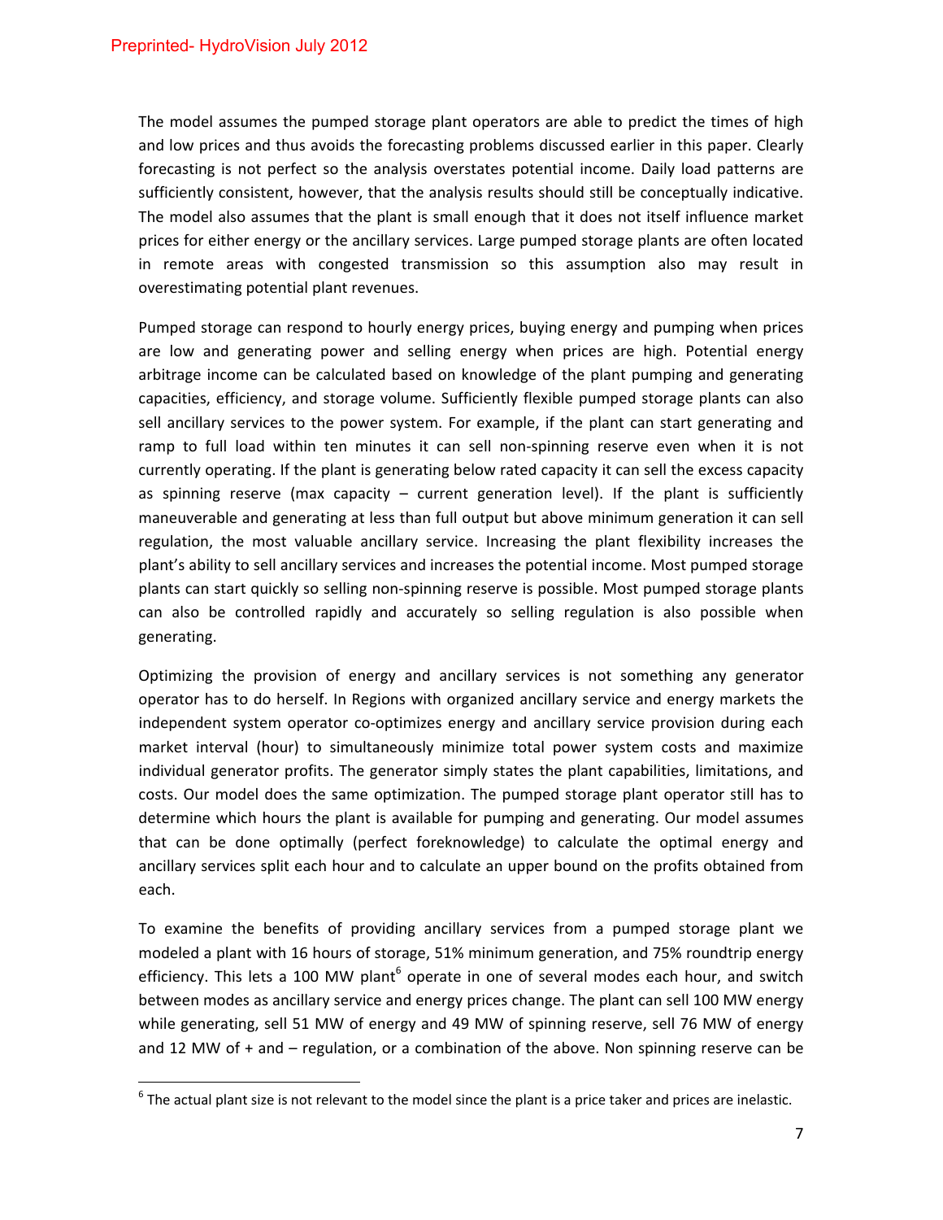The model assumes the pumped storage plant operators are able to predict the times of high and low prices and thus avoids the forecasting problems discussed earlier in this paper. Clearly forecasting is not perfect so the analysis overstates potential income. Daily load patterns are sufficiently consistent, however, that the analysis results should still be conceptually indicative. The model also assumes that the plant is small enough that it does not itself influence market prices for either energy or the ancillary services. Large pumped storage plants are often located in remote areas with congested transmission so this assumption also may result in overestimating potential plant revenues.

Pumped storage can respond to hourly energy prices, buying energy and pumping when prices are low and generating power and selling energy when prices are high. Potential energy arbitrage income can be calculated based on knowledge of the plant pumping and generating capacities, efficiency, and storage volume. Sufficiently flexible pumped storage plants can also sell ancillary services to the power system. For example, if the plant can start generating and ramp to full load within ten minutes it can sell non-spinning reserve even when it is not currently operating. If the plant is generating below rated capacity it can sell the excess capacity as spinning reserve (max capacity – current generation level). If the plant is sufficiently maneuverable and generating at less than full output but above minimum generation it can sell regulation, the most valuable ancillary service. Increasing the plant flexibility increases the plant's ability to sell ancillary services and increases the potential income. Most pumped storage plants can start quickly so selling non-spinning reserve is possible. Most pumped storage plants can also be controlled rapidly and accurately so selling regulation is also possible when generating.

Optimizing the provision of energy and ancillary services is not something any generator operator has to do herself. In Regions with organized ancillary service and energy markets the independent system operator co-optimizes energy and ancillary service provision during each market interval (hour) to simultaneously minimize total power system costs and maximize individual generator profits. The generator simply states the plant capabilities, limitations, and costs. Our model does the same optimization. The pumped storage plant operator still has to determine which hours the plant is available for pumping and generating. Our model assumes that can be done optimally (perfect foreknowledge) to calculate the optimal energy and ancillary services split each hour and to calculate an upper bound on the profits obtained from each.

To examine the benefits of providing ancillary services from a pumped storage plant we modeled a plant with 16 hours of storage, 51% minimum generation, and 75% roundtrip energy efficiency. This lets a 100 MW plant[6] operate in one of several modes each hour, and switch between modes as ancillary service and energy prices change. The plant can sell 100 MW energy while generating, sell 51 MW of energy and 49 MW of spinning reserve, sell 76 MW of energy and 12 MW of + and – regulation, or a combination of the above. Non spinning reserve can be

[6] The actual plant size is not relevant to the model since the plant is a price taker and prices are inelastic.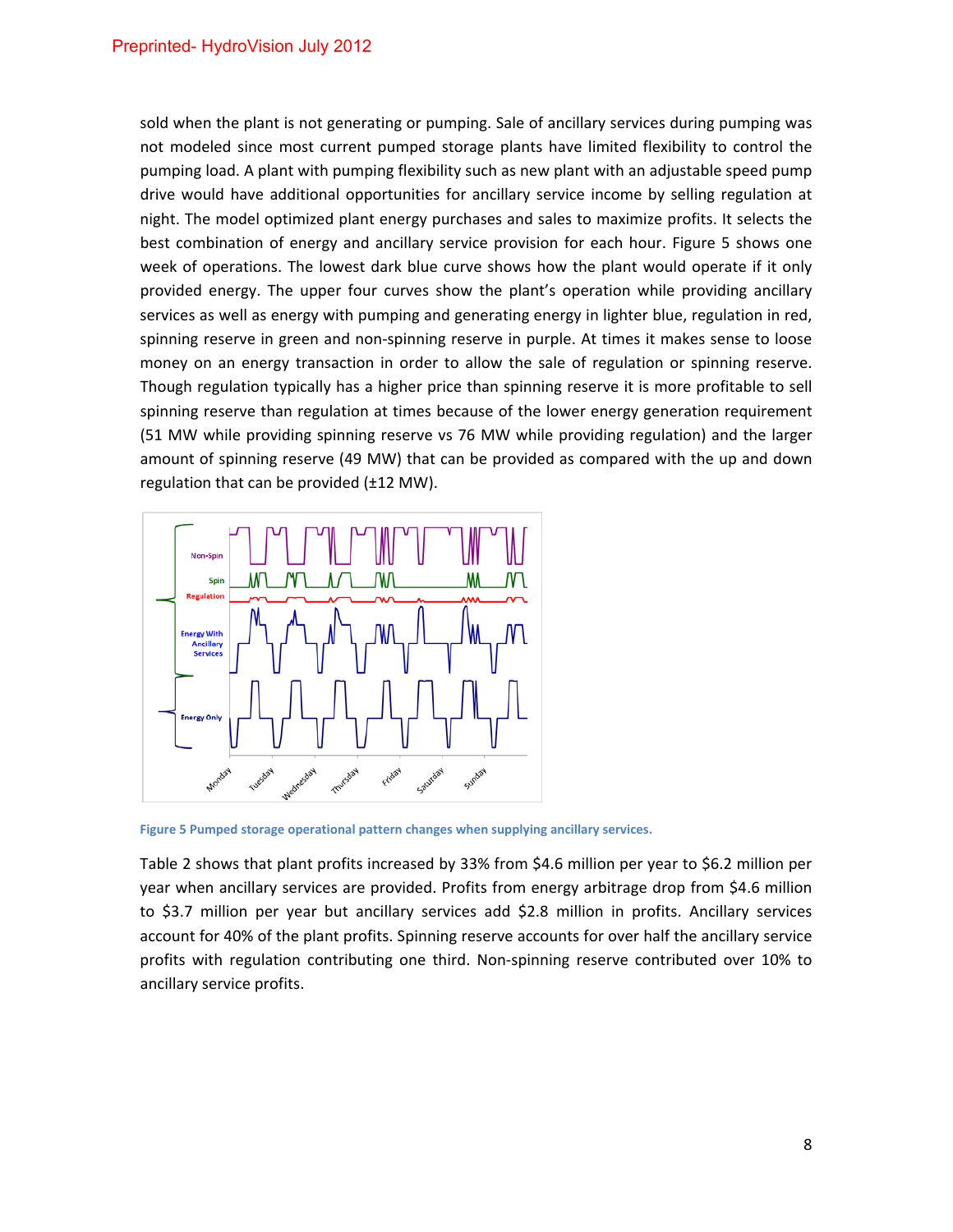sold when the plant is not generating or pumping. Sale of ancillary services during pumping was not modeled since most current pumped storage plants have limited flexibility to control the pumping load. A plant with pumping flexibility such as new plant with an adjustable speed pump drive would have additional opportunities for ancillary service income by selling regulation at night. The model optimized plant energy purchases and sales to maximize profits. It selects the best combination of energy and ancillary service provision for each hour. Figure 5 shows one week of operations. The lowest dark blue curve shows how the plant would operate if it only provided energy. The upper four curves show the plant's operation while providing ancillary services as well as energy with pumping and generating energy in lighter blue, regulation in red, spinning reserve in green and non-spinning reserve in purple. At times it makes sense to loose money on an energy transaction in order to allow the sale of regulation or spinning reserve. Though regulation typically has a higher price than spinning reserve it is more profitable to sell spinning reserve than regulation at times because of the lower energy generation requirement (51 MW while providing spinning reserve vs 76 MW while providing regulation) and the larger amount of spinning reserve (49 MW) that can be provided as compared with the up and down regulation that can be provided (±12 MW).

**Figure 5 Pumped storage operational pattern changes when supplying ancillary services.**

Table 2 shows that plant profits increased by 33% from $4.6 million per year to $6.2 million per year when ancillary services are provided. Profits from energy arbitrage drop from $4.6 million to $3.7 million per year but ancillary services add $2.8 million in profits. Ancillary services account for 40% of the plant profits. Spinning reserve accounts for over half the ancillary service profits with regulation contributing one third. Non-spinning reserve contributed over 10% to ancillary service profits.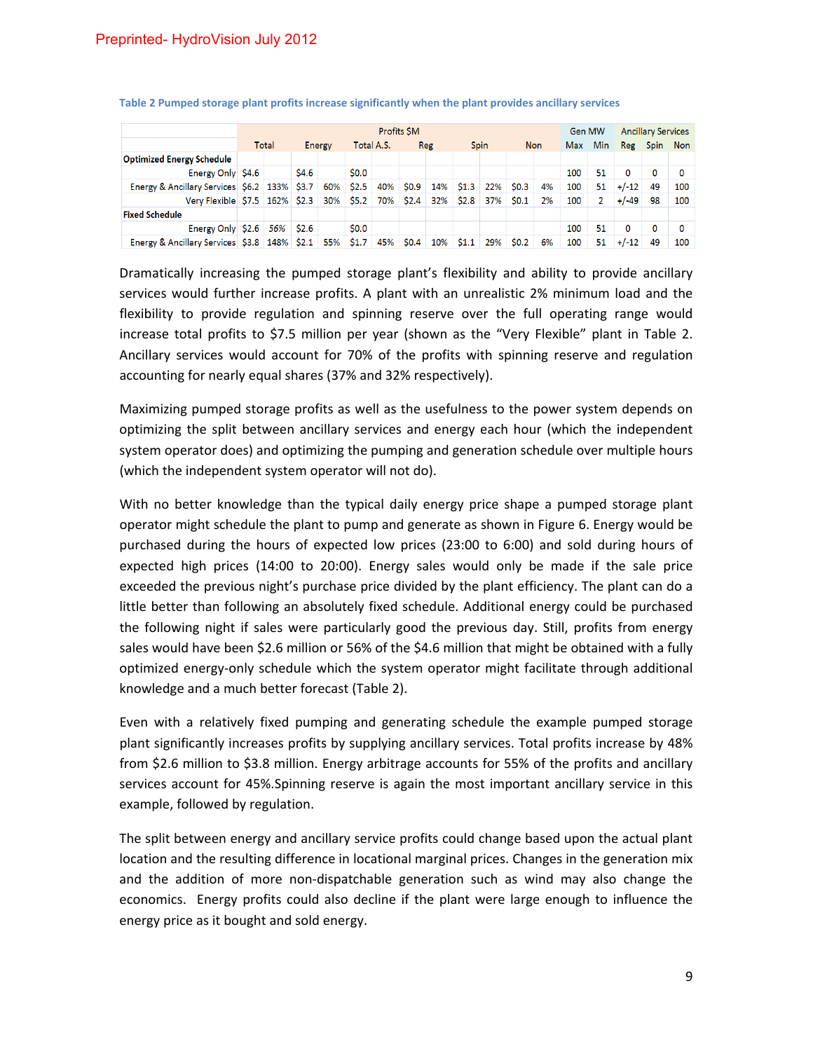**Table 2 Pumped storage plant profits increase significantly when the plant provides ancillary services**

| | Profits $M | | | | | | | | | | | | Gen MW | | Ancillary Services | | |
|---|---|---|---|---|---|---|---|---|---|---|---|---|---|---|---|---|---|
| | Total | | Energy | | Total A.S. | | Reg | | Spin | | Non | | Max | Min | Reg | Spin | Non |
| **Optimized Energy Schedule** | | | | | | | | | | | | | | | | | |
| Energy Only | $4.6 | | $4.6 | | $0.0 | | | | | | | | 100 | 51 | 0 | 0 | 0 |
| Energy & Ancillary Services | $6.2 | 133% | $3.7 | 60% | $2.5 | 40% | $0.9 | 14% | $1.3 | 22% | $0.3 | 4% | 100 | 51 | +/-12 | 49 | 100 |
| Very Flexible | $7.5 | 162% | $2.3 | 30% | $5.2 | 70% | $2.4 | 32% | $2.8 | 37% | $0.1 | 2% | 100 | 2 | +/-49 | 98 | 100 |
| **Fixed Schedule** | | | | | | | | | | | | | | | | | |
| Energy Only | $2.6 | *56%* | $2.6 | | $0.0 | | | | | | | | 100 | 51 | 0 | 0 | 0 |
| Energy & Ancillary Services | $3.8 | 148% | $2.1 | 55% | $1.7 | 45% | $0.4 | 10% | $1.1 | 29% | $0.2 | 6% | 100 | 51 | +/-12 | 49 | 100 |

Dramatically increasing the pumped storage plant's flexibility and ability to provide ancillary services would further increase profits. A plant with an unrealistic 2% minimum load and the flexibility to provide regulation and spinning reserve over the full operating range would increase total profits to $7.5 million per year (shown as the "Very Flexible" plant in Table 2. Ancillary services would account for 70% of the profits with spinning reserve and regulation accounting for nearly equal shares (37% and 32% respectively).

Maximizing pumped storage profits as well as the usefulness to the power system depends on optimizing the split between ancillary services and energy each hour (which the independent system operator does) and optimizing the pumping and generation schedule over multiple hours (which the independent system operator will not do).

With no better knowledge than the typical daily energy price shape a pumped storage plant operator might schedule the plant to pump and generate as shown in Figure 6. Energy would be purchased during the hours of expected low prices (23:00 to 6:00) and sold during hours of expected high prices (14:00 to 20:00). Energy sales would only be made if the sale price exceeded the previous night's purchase price divided by the plant efficiency. The plant can do a little better than following an absolutely fixed schedule. Additional energy could be purchased the following night if sales were particularly good the previous day. Still, profits from energy sales would have been $2.6 million or 56% of the $4.6 million that might be obtained with a fully optimized energy-only schedule which the system operator might facilitate through additional knowledge and a much better forecast (Table 2).

Even with a relatively fixed pumping and generating schedule the example pumped storage plant significantly increases profits by supplying ancillary services. Total profits increase by 48% from $2.6 million to $3.8 million. Energy arbitrage accounts for 55% of the profits and ancillary services account for 45%.Spinning reserve is again the most important ancillary service in this example, followed by regulation.

The split between energy and ancillary service profits could change based upon the actual plant location and the resulting difference in locational marginal prices. Changes in the generation mix and the addition of more non-dispatchable generation such as wind may also change the economics. Energy profits could also decline if the plant were large enough to influence the energy price as it bought and sold energy.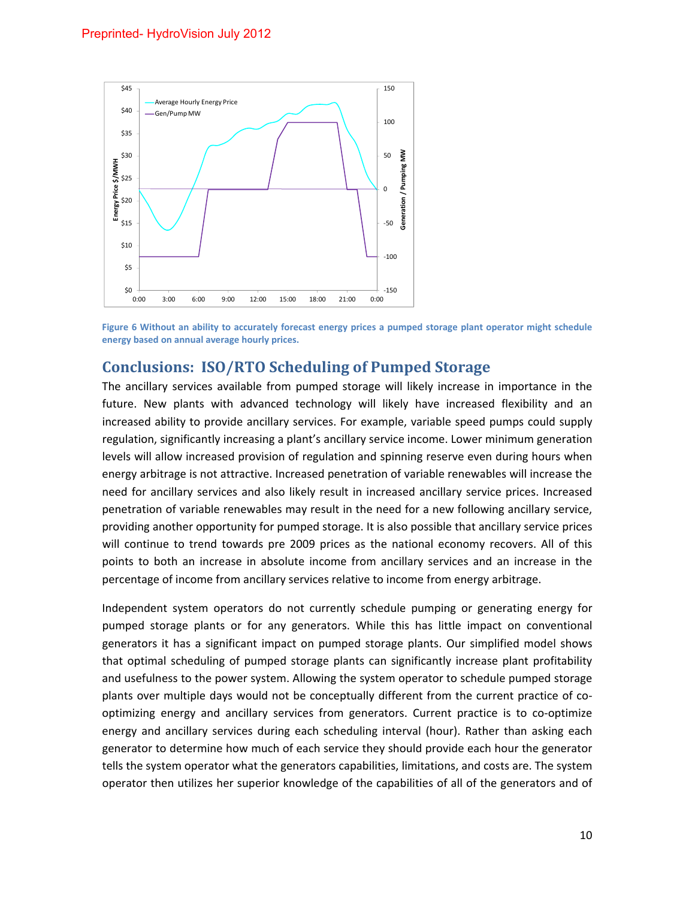Figure 6 Without an ability to accurately forecast energy prices a pumped storage plant operator might schedule energy based on annual average hourly prices.

## Conclusions: ISO/RTO Scheduling of Pumped Storage

The ancillary services available from pumped storage will likely increase in importance in the future. New plants with advanced technology will likely have increased flexibility and an increased ability to provide ancillary services. For example, variable speed pumps could supply regulation, significantly increasing a plant's ancillary service income. Lower minimum generation levels will allow increased provision of regulation and spinning reserve even during hours when energy arbitrage is not attractive. Increased penetration of variable renewables will increase the need for ancillary services and also likely result in increased ancillary service prices. Increased penetration of variable renewables may result in the need for a new following ancillary service, providing another opportunity for pumped storage. It is also possible that ancillary service prices will continue to trend towards pre 2009 prices as the national economy recovers. All of this points to both an increase in absolute income from ancillary services and an increase in the percentage of income from ancillary services relative to income from energy arbitrage.

Independent system operators do not currently schedule pumping or generating energy for pumped storage plants or for any generators. While this has little impact on conventional generators it has a significant impact on pumped storage plants. Our simplified model shows that optimal scheduling of pumped storage plants can significantly increase plant profitability and usefulness to the power system. Allowing the system operator to schedule pumped storage plants over multiple days would not be conceptually different from the current practice of co-optimizing energy and ancillary services from generators. Current practice is to co-optimize energy and ancillary services during each scheduling interval (hour). Rather than asking each generator to determine how much of each service they should provide each hour the generator tells the system operator what the generators capabilities, limitations, and costs are. The system operator then utilizes her superior knowledge of the capabilities of all of the generators and of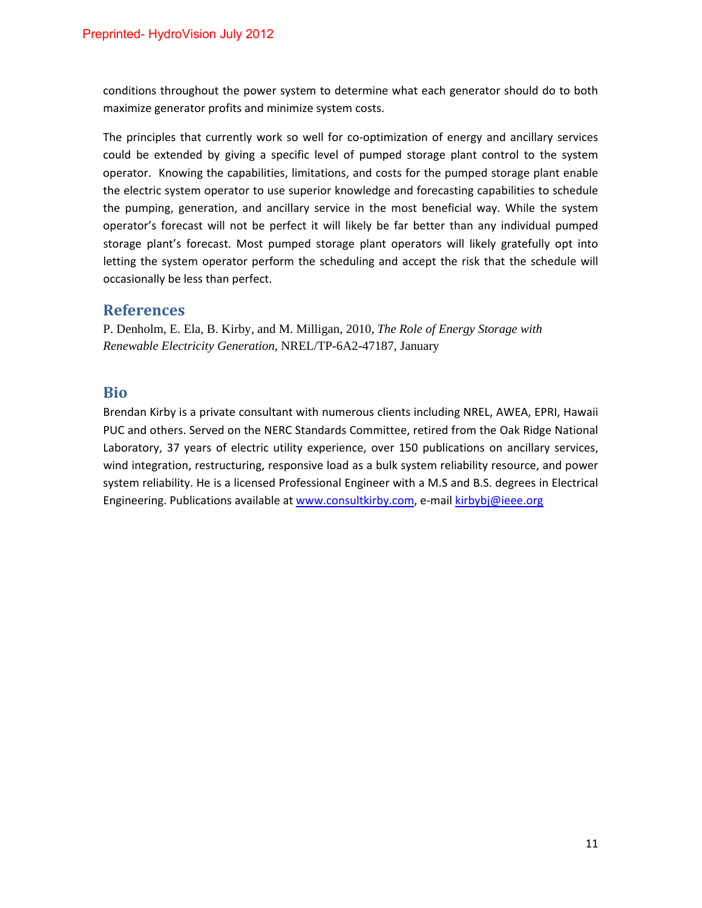conditions throughout the power system to determine what each generator should do to both maximize generator profits and minimize system costs.

The principles that currently work so well for co-optimization of energy and ancillary services could be extended by giving a specific level of pumped storage plant control to the system operator. Knowing the capabilities, limitations, and costs for the pumped storage plant enable the electric system operator to use superior knowledge and forecasting capabilities to schedule the pumping, generation, and ancillary service in the most beneficial way. While the system operator's forecast will not be perfect it will likely be far better than any individual pumped storage plant's forecast. Most pumped storage plant operators will likely gratefully opt into letting the system operator perform the scheduling and accept the risk that the schedule will occasionally be less than perfect.

## References

P. Denholm, E. Ela, B. Kirby, and M. Milligan, 2010, *The Role of Energy Storage with Renewable Electricity Generation*, NREL/TP-6A2-47187, January

## Bio

Brendan Kirby is a private consultant with numerous clients including NREL, AWEA, EPRI, Hawaii PUC and others. Served on the NERC Standards Committee, retired from the Oak Ridge National Laboratory, 37 years of electric utility experience, over 150 publications on ancillary services, wind integration, restructuring, responsive load as a bulk system reliability resource, and power system reliability. He is a licensed Professional Engineer with a M.S and B.S. degrees in Electrical Engineering. Publications available at www.consultkirby.com, e-mail kirbybj@ieee.org